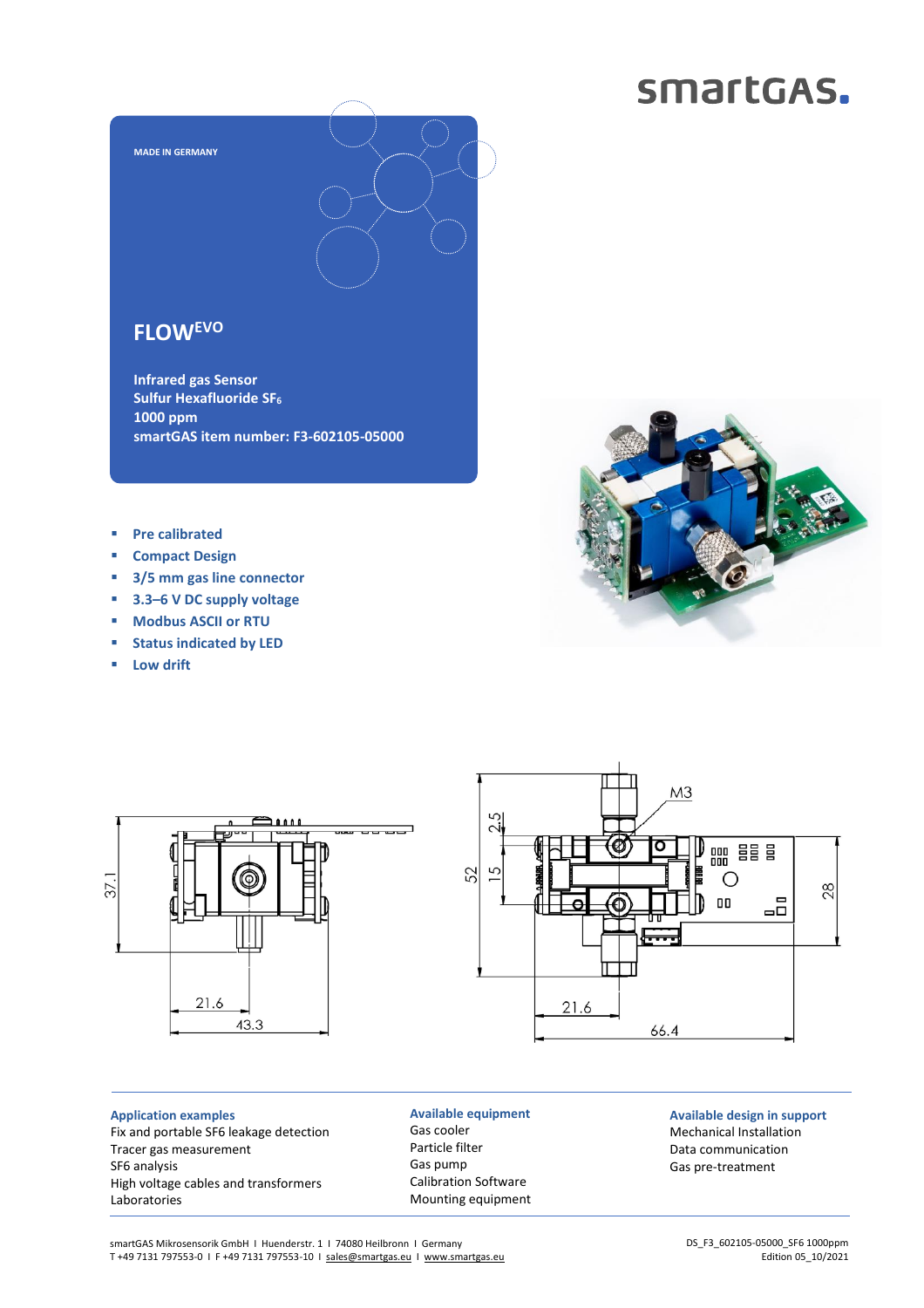smartGAS.

MADE IN GERMANY

# FLOW$^{EVO}$

**Infrared gas Sensor**
**Sulfur Hexafluoride $SF_6$**
**1000 ppm**
**smartGAS item number: F3-602105-05000**

- **Pre calibrated**
- **Compact Design**
- **3/5 mm gas line connector**
- **3.3–6 V DC supply voltage**
- **Modbus ASCII or RTU**
- **Status indicated by LED**
- **Low drift**

37.1
21.6
43.3

M3
2.5
52
15
28
21.6
66.4

### Application examples

Fix and portable SF6 leakage detection
Tracer gas measurement
SF6 analysis
High voltage cables and transformers
Laboratories

### Available equipment

Gas cooler
Particle filter
Gas pump
Calibration Software
Mounting equipment

### Available design in support

Mechanical Installation
Data communication
Gas pre-treatment

smartGAS Mikrosensorik GmbH I Huenderstr. 1 I 74080 Heilbronn I Germany
T +49 7131 797553-0 I F +49 7131 797553-10 I sales@smartgas.eu I www.smartgas.eu

DS_F3_602105-05000_SF6 1000ppm
Edition 05_10/2021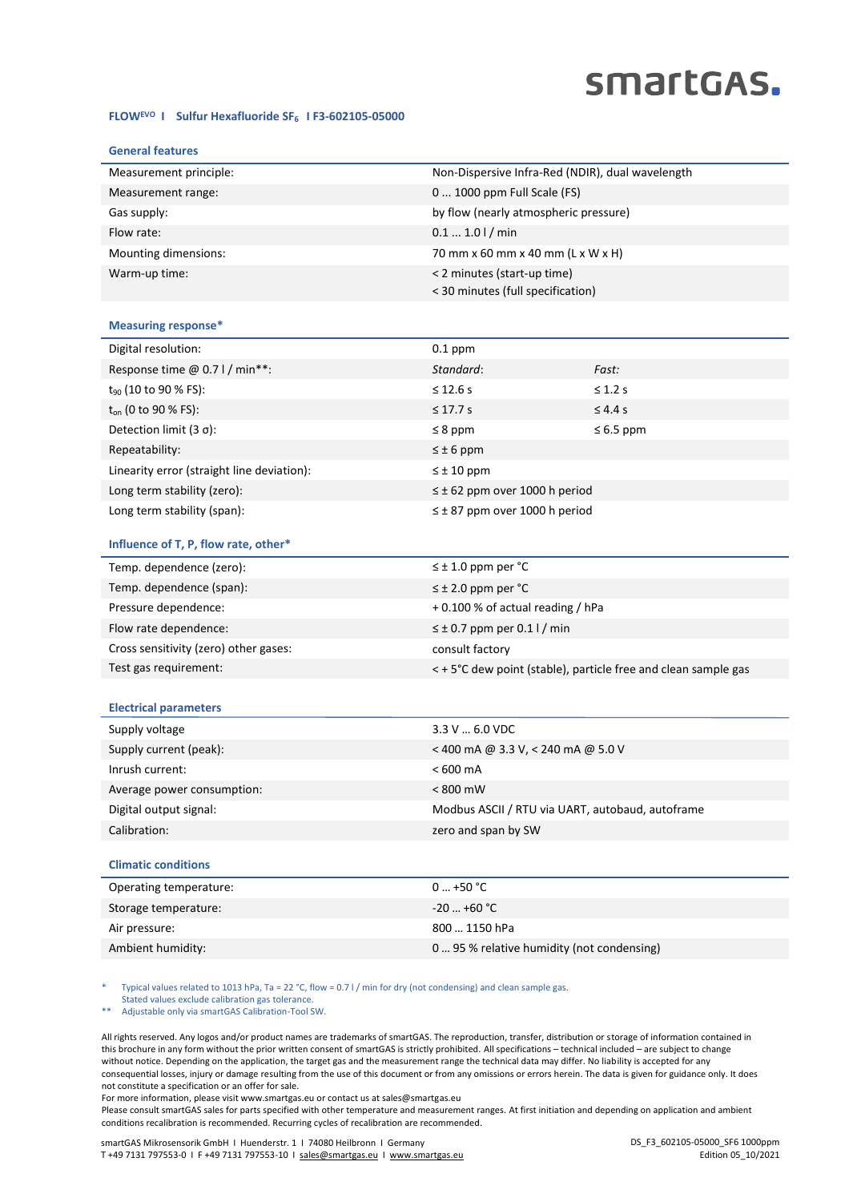**smartGAS.**

**FLOW[EVO] I Sulfur Hexafluoride $SF_6$ I F3-602105-05000**

### General features

| | |
|---|---|
| Measurement principle: | Non-Dispersive Infra-Red (NDIR), dual wavelength |
| Measurement range: | 0 … 1000 ppm Full Scale (FS) |
| Gas supply: | by flow (nearly atmospheric pressure) |
| Flow rate: | 0.1 … 1.0 l / min |
| Mounting dimensions: | 70 mm x 60 mm x 40 mm (L x W x H) |
| Warm-up time: | < 2 minutes (start-up time)<br>< 30 minutes (full specification) |

### Measuring response*

| | | |
|---|---|---|
| Digital resolution: | 0.1 ppm | |
| Response time @ 0.7 l / min**: | *Standard:* | *Fast:* |
| $t_{90}$ (10 to 90 % FS): | ≤ 12.6 s | ≤ 1.2 s |
| $t_{on}$ (0 to 90 % FS): | ≤ 17.7 s | ≤ 4.4 s |
| Detection limit (3 σ): | ≤ 8 ppm | ≤ 6.5 ppm |
| Repeatability: | ≤ ± 6 ppm | |
| Linearity error (straight line deviation): | ≤ ± 10 ppm | |
| Long term stability (zero): | ≤ ± 62 ppm over 1000 h period | |
| Long term stability (span): | ≤ ± 87 ppm over 1000 h period | |

### Influence of T, P, flow rate, other*

| | |
|---|---|
| Temp. dependence (zero): | ≤ ± 1.0 ppm per °C |
| Temp. dependence (span): | ≤ ± 2.0 ppm per °C |
| Pressure dependence: | + 0.100 % of actual reading / hPa |
| Flow rate dependence: | ≤ ± 0.7 ppm per 0.1 l / min |
| Cross sensitivity (zero) other gases: | consult factory |
| Test gas requirement: | < + 5°C dew point (stable), particle free and clean sample gas |

### Electrical parameters

| | |
|---|---|
| Supply voltage | 3.3 V … 6.0 VDC |
| Supply current (peak): | < 400 mA @ 3.3 V, < 240 mA @ 5.0 V |
| Inrush current: | < 600 mA |
| Average power consumption: | < 800 mW |
| Digital output signal: | Modbus ASCII / RTU via UART, autobaud, autoframe |
| Calibration: | zero and span by SW |

### Climatic conditions

| | |
|---|---|
| Operating temperature: | 0 … +50 °C |
| Storage temperature: | -20 … +60 °C |
| Air pressure: | 800 … 1150 hPa |
| Ambient humidity: | 0 … 95 % relative humidity (not condensing) |

\* Typical values related to 1013 hPa, Ta = 22 °C, flow = 0.7 l / min for dry (not condensing) and clean sample gas. Stated values exclude calibration gas tolerance.
** Adjustable only via smartGAS Calibration-Tool SW.

All rights reserved. Any logos and/or product names are trademarks of smartGAS. The reproduction, transfer, distribution or storage of information contained in this brochure in any form without the prior written consent of smartGAS is strictly prohibited. All specifications – technical included – are subject to change without notice. Depending on the application, the target gas and the measurement range the technical data may differ. No liability is accepted for any consequential losses, injury or damage resulting from the use of this document or from any omissions or errors herein. The data is given for guidance only. It does not constitute a specification or an offer for sale.
For more information, please visit www.smartgas.eu or contact us at sales@smartgas.eu
Please consult smartGAS sales for parts specified with other temperature and measurement ranges. At first initiation and depending on application and ambient conditions recalibration is recommended. Recurring cycles of recalibration are recommended.

smartGAS Mikrosensorik GmbH I Huenderstr. 1 I 74080 Heilbronn I Germany
T +49 7131 797553-0 I F +49 7131 797553-10 I sales@smartgas.eu I www.smartgas.eu

DS_F3_602105-05000_SF6 1000ppm
Edition 05_10/2021